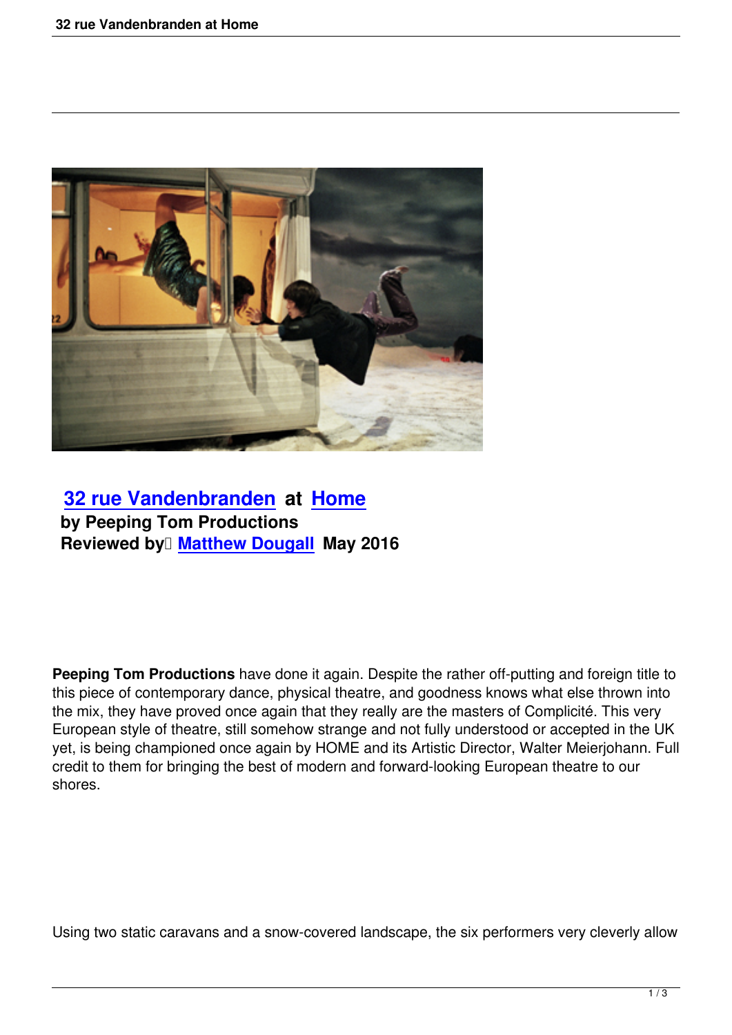## 32 rue Vandenbranden at Home

**by Peeping Tom Productions**
**Reviewed by Matthew Dougall May 2016**

**Peeping Tom Productions** have done it again. Despite the rather off-putting and foreign title to this piece of contemporary dance, physical theatre, and goodness knows what else thrown into the mix, they have proved once again that they really are the masters of Complicité. This very European style of theatre, still somehow strange and not fully understood or accepted in the UK yet, is being championed once again by HOME and its Artistic Director, Walter Meierjohann. Full credit to them for bringing the best of modern and forward-looking European theatre to our shores.

Using two static caravans and a snow-covered landscape, the six performers very cleverly allow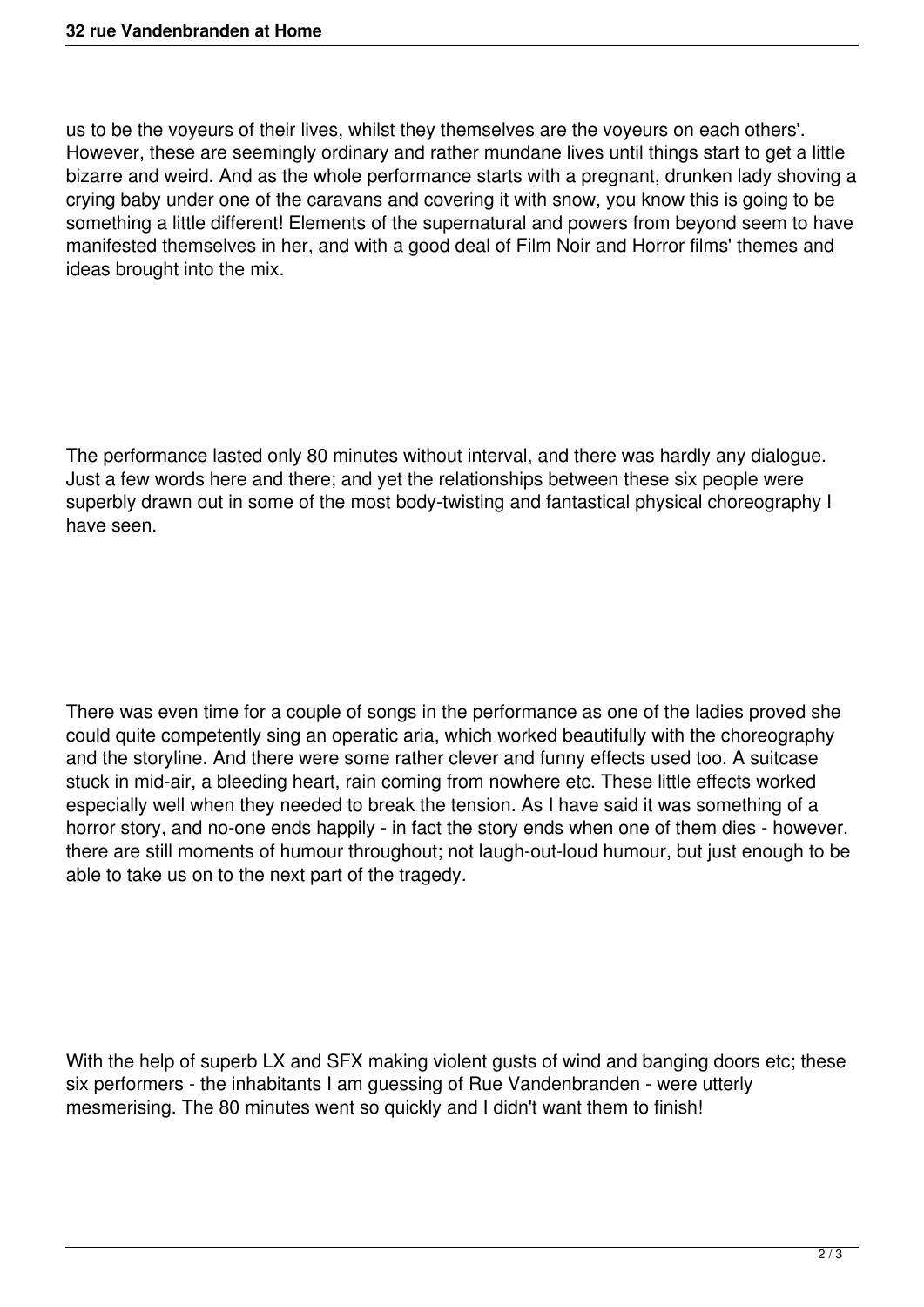us to be the voyeurs of their lives, whilst they themselves are the voyeurs on each others'. However, these are seemingly ordinary and rather mundane lives until things start to get a little bizarre and weird. And as the whole performance starts with a pregnant, drunken lady shoving a crying baby under one of the caravans and covering it with snow, you know this is going to be something a little different! Elements of the supernatural and powers from beyond seem to have manifested themselves in her, and with a good deal of Film Noir and Horror films' themes and ideas brought into the mix.

The performance lasted only 80 minutes without interval, and there was hardly any dialogue. Just a few words here and there; and yet the relationships between these six people were superbly drawn out in some of the most body-twisting and fantastical physical choreography I have seen.

There was even time for a couple of songs in the performance as one of the ladies proved she could quite competently sing an operatic aria, which worked beautifully with the choreography and the storyline. And there were some rather clever and funny effects used too. A suitcase stuck in mid-air, a bleeding heart, rain coming from nowhere etc. These little effects worked especially well when they needed to break the tension. As I have said it was something of a horror story, and no-one ends happily - in fact the story ends when one of them dies - however, there are still moments of humour throughout; not laugh-out-loud humour, but just enough to be able to take us on to the next part of the tragedy.

With the help of superb LX and SFX making violent gusts of wind and banging doors etc; these six performers - the inhabitants I am guessing of Rue Vandenbranden - were utterly mesmerising. The 80 minutes went so quickly and I didn't want them to finish!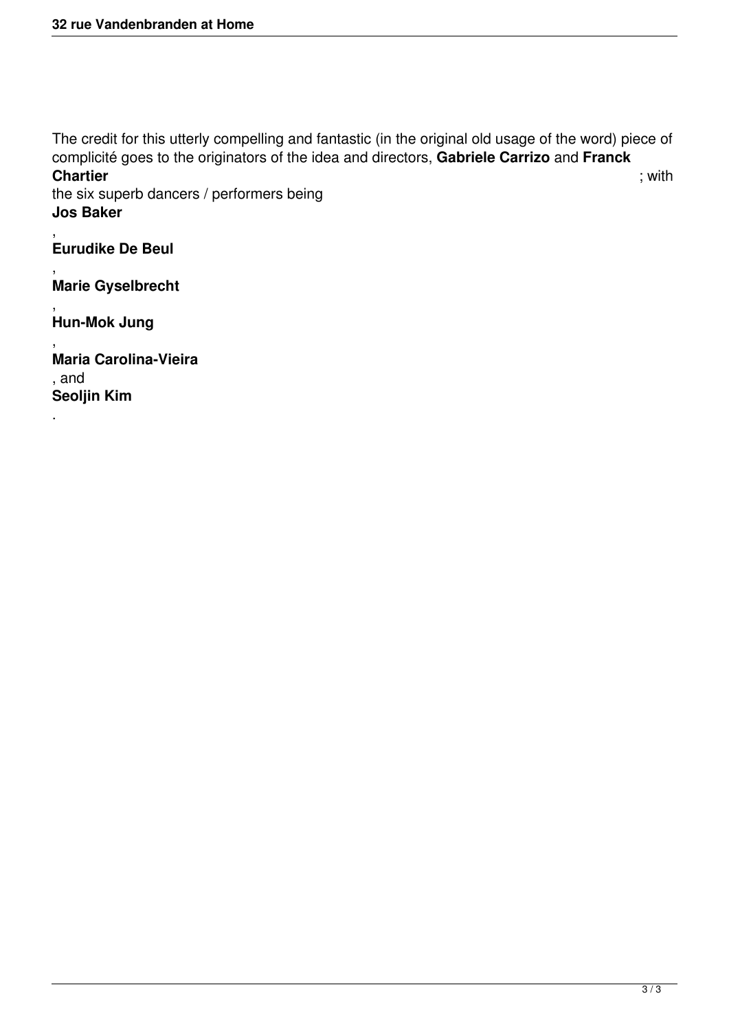The credit for this utterly compelling and fantastic (in the original old usage of the word) piece of complicité goes to the originators of the idea and directors, **Gabriele Carrizo** and **Franck Chartier**; with the six superb dancers / performers being **Jos Baker**, **Eurudike De Beul**, **Marie Gyselbrecht**, **Hun-Mok Jung**, **Maria Carolina-Vieira**, and **Seoljin Kim**.